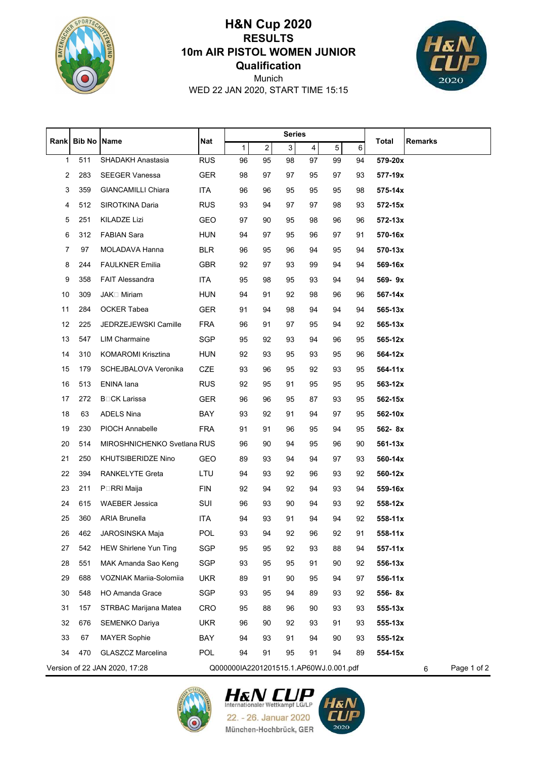# H&N Cup 2020

## RESULTS

## 10m AIR PISTOL WOMEN JUNIOR

## Qualification

Munich

WED 22 JAN 2020, START TIME 15:15

| Rank | Bib No | Name | Nat | Series | | | | | | Total | Remarks |
|---|---|---|---|---|---|---|---|---|---|---|---|
| | | | | 1 | 2 | 3 | 4 | 5 | 6 | | |
| 1 | 511 | SHADAKH Anastasia | RUS | 96 | 95 | 98 | 97 | 99 | 94 | **579-20x** | |
| 2 | 283 | SEEGER Vanessa | GER | 98 | 97 | 97 | 95 | 97 | 93 | **577-19x** | |
| 3 | 359 | GIANCAMILLI Chiara | ITA | 96 | 96 | 95 | 95 | 95 | 98 | **575-14x** | |
| 4 | 512 | SIROTKINA Daria | RUS | 93 | 94 | 97 | 97 | 98 | 93 | **572-15x** | |
| 5 | 251 | KILADZE Lizi | GEO | 97 | 90 | 95 | 98 | 96 | 96 | **572-13x** | |
| 6 | 312 | FABIAN Sara | HUN | 94 | 97 | 95 | 96 | 97 | 91 | **570-16x** | |
| 7 | 97 | MOLADAVA Hanna | BLR | 96 | 95 | 96 | 94 | 95 | 94 | **570-13x** | |
| 8 | 244 | FAULKNER Emilia | GBR | 92 | 97 | 93 | 99 | 94 | 94 | **569-16x** | |
| 9 | 358 | FAIT Alessandra | ITA | 95 | 98 | 95 | 93 | 94 | 94 | **569- 9x** | |
| 10 | 309 | JAK□ Miriam | HUN | 94 | 91 | 92 | 98 | 96 | 96 | **567-14x** | |
| 11 | 284 | OCKER Tabea | GER | 91 | 94 | 98 | 94 | 94 | 94 | **565-13x** | |
| 12 | 225 | JEDRZEJEWSKI Camille | FRA | 96 | 91 | 97 | 95 | 94 | 92 | **565-13x** | |
| 13 | 547 | LIM Charmaine | SGP | 95 | 92 | 93 | 94 | 96 | 95 | **565-12x** | |
| 14 | 310 | KOMAROMI Krisztina | HUN | 92 | 93 | 95 | 93 | 95 | 96 | **564-12x** | |
| 15 | 179 | SCHEJBALOVA Veronika | CZE | 93 | 96 | 95 | 92 | 93 | 95 | **564-11x** | |
| 16 | 513 | ENINA Iana | RUS | 92 | 95 | 91 | 95 | 95 | 95 | **563-12x** | |
| 17 | 272 | B□CK Larissa | GER | 96 | 96 | 95 | 87 | 93 | 95 | **562-15x** | |
| 18 | 63 | ADELS Nina | BAY | 93 | 92 | 91 | 94 | 97 | 95 | **562-10x** | |
| 19 | 230 | PIOCH Annabelle | FRA | 91 | 91 | 96 | 95 | 94 | 95 | **562- 8x** | |
| 20 | 514 | MIROSHNICHENKO Svetlana | RUS | 96 | 90 | 94 | 95 | 96 | 90 | **561-13x** | |
| 21 | 250 | KHUTSIBERIDZE Nino | GEO | 89 | 93 | 94 | 94 | 97 | 93 | **560-14x** | |
| 22 | 394 | RANKELYTE Greta | LTU | 94 | 93 | 92 | 96 | 93 | 92 | **560-12x** | |
| 23 | 211 | P□RRI Maija | FIN | 92 | 94 | 92 | 94 | 93 | 94 | **559-16x** | |
| 24 | 615 | WAEBER Jessica | SUI | 96 | 93 | 90 | 94 | 93 | 92 | **558-12x** | |
| 25 | 360 | ARIA Brunella | ITA | 94 | 93 | 91 | 94 | 94 | 92 | **558-11x** | |
| 26 | 462 | JAROSINSKA Maja | POL | 93 | 94 | 92 | 96 | 92 | 91 | **558-11x** | |
| 27 | 542 | HEW Shirlene Yun Ting | SGP | 95 | 95 | 92 | 93 | 88 | 94 | **557-11x** | |
| 28 | 551 | MAK Amanda Sao Keng | SGP | 93 | 95 | 95 | 91 | 90 | 92 | **556-13x** | |
| 29 | 688 | VOZNIAK Mariia-Solomiia | UKR | 89 | 91 | 90 | 95 | 94 | 97 | **556-11x** | |
| 30 | 548 | HO Amanda Grace | SGP | 93 | 95 | 94 | 89 | 93 | 92 | **556- 8x** | |
| 31 | 157 | STRBAC Marijana Matea | CRO | 95 | 88 | 96 | 90 | 93 | 93 | **555-13x** | |
| 32 | 676 | SEMENKO Dariya | UKR | 96 | 90 | 92 | 93 | 91 | 93 | **555-13x** | |
| 33 | 67 | MAYER Sophie | BAY | 94 | 93 | 91 | 94 | 90 | 93 | **555-12x** | |
| 34 | 470 | GLASZCZ Marcelina | POL | 94 | 91 | 95 | 91 | 94 | 89 | **554-15x** | |

Version of 22 JAN 2020, 17:28    Q000000IA2201201515.1.AP60WJ.0.001.pdf    6

H&N CUP
Internationaler Wettkampf LG/LP
22. - 26. Januar 2020
München-Hochbrück, GER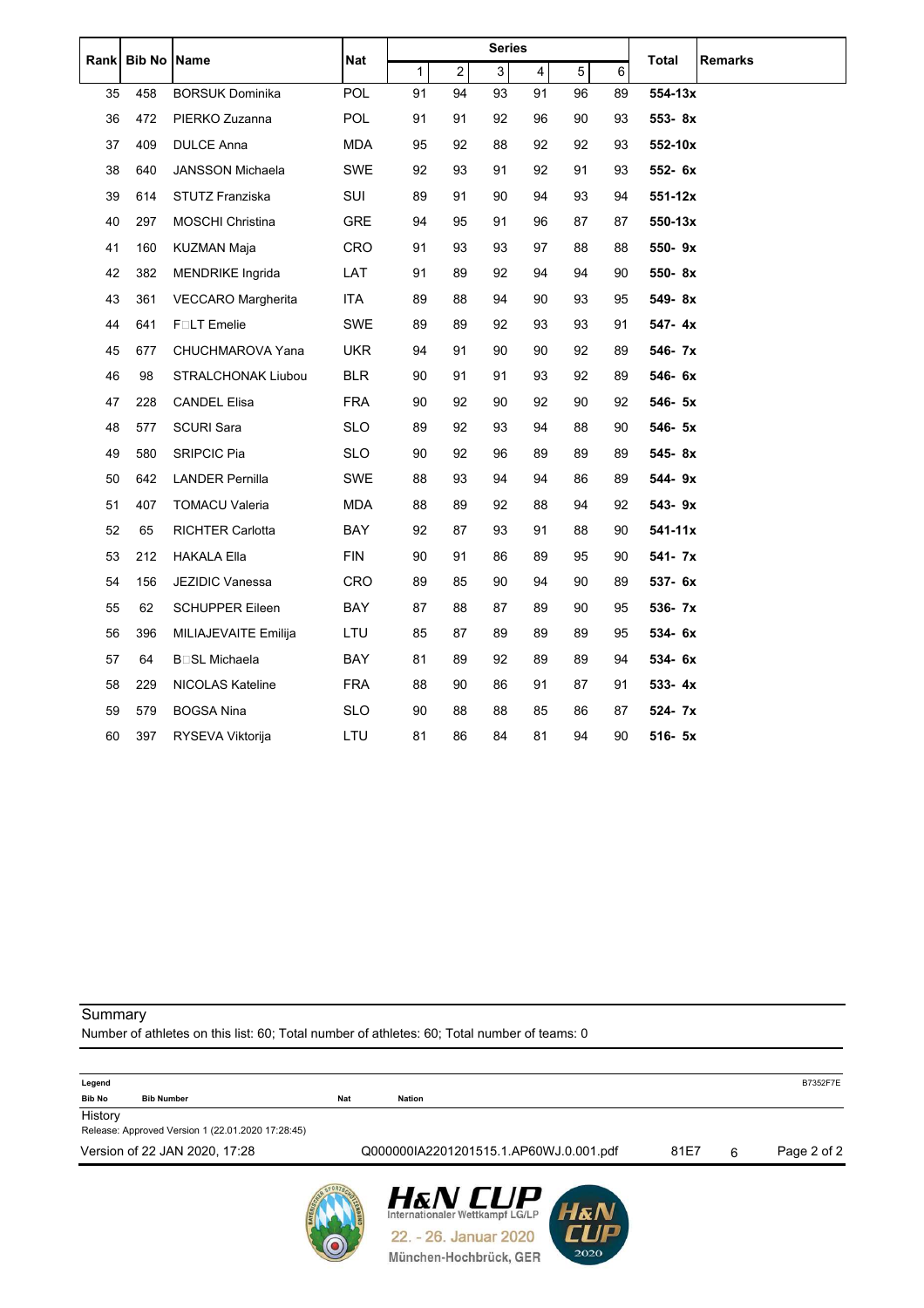| Rank | Bib No | Name | Nat | Series | | | | | | Total | Remarks |
|---|---|---|---|---|---|---|---|---|---|---|---|
| | | | | 1 | 2 | 3 | 4 | 5 | 6 | | |
| 35 | 458 | BORSUK Dominika | POL | 91 | 94 | 93 | 91 | 96 | 89 | **554-13x** | |
| 36 | 472 | PIERKO Zuzanna | POL | 91 | 91 | 92 | 96 | 90 | 93 | **553- 8x** | |
| 37 | 409 | DULCE Anna | MDA | 95 | 92 | 88 | 92 | 92 | 93 | **552-10x** | |
| 38 | 640 | JANSSON Michaela | SWE | 92 | 93 | 91 | 92 | 91 | 93 | **552- 6x** | |
| 39 | 614 | STUTZ Franziska | SUI | 89 | 91 | 90 | 94 | 93 | 94 | **551-12x** | |
| 40 | 297 | MOSCHI Christina | GRE | 94 | 95 | 91 | 96 | 87 | 87 | **550-13x** | |
| 41 | 160 | KUZMAN Maja | CRO | 91 | 93 | 93 | 97 | 88 | 88 | **550- 9x** | |
| 42 | 382 | MENDRIKE Ingrida | LAT | 91 | 89 | 92 | 94 | 94 | 90 | **550- 8x** | |
| 43 | 361 | VECCARO Margherita | ITA | 89 | 88 | 94 | 90 | 93 | 95 | **549- 8x** | |
| 44 | 641 | F□LT Emelie | SWE | 89 | 89 | 92 | 93 | 93 | 91 | **547- 4x** | |
| 45 | 677 | CHUCHMAROVA Yana | UKR | 94 | 91 | 90 | 90 | 92 | 89 | **546- 7x** | |
| 46 | 98 | STRALCHONAK Liubou | BLR | 90 | 91 | 91 | 93 | 92 | 89 | **546- 6x** | |
| 47 | 228 | CANDEL Elisa | FRA | 90 | 92 | 90 | 92 | 90 | 92 | **546- 5x** | |
| 48 | 577 | SCURI Sara | SLO | 89 | 92 | 93 | 94 | 88 | 90 | **546- 5x** | |
| 49 | 580 | SRIPCIC Pia | SLO | 90 | 92 | 96 | 89 | 89 | 89 | **545- 8x** | |
| 50 | 642 | LANDER Pernilla | SWE | 88 | 93 | 94 | 94 | 86 | 89 | **544- 9x** | |
| 51 | 407 | TOMACU Valeria | MDA | 88 | 89 | 92 | 88 | 94 | 92 | **543- 9x** | |
| 52 | 65 | RICHTER Carlotta | BAY | 92 | 87 | 93 | 91 | 88 | 90 | **541-11x** | |
| 53 | 212 | HAKALA Ella | FIN | 90 | 91 | 86 | 89 | 95 | 90 | **541- 7x** | |
| 54 | 156 | JEZIDIC Vanessa | CRO | 89 | 85 | 90 | 94 | 90 | 89 | **537- 6x** | |
| 55 | 62 | SCHUPPER Eileen | BAY | 87 | 88 | 87 | 89 | 90 | 95 | **536- 7x** | |
| 56 | 396 | MILIAJEVAITE Emilija | LTU | 85 | 87 | 89 | 89 | 89 | 95 | **534- 6x** | |
| 57 | 64 | B□SL Michaela | BAY | 81 | 89 | 92 | 89 | 89 | 94 | **534- 6x** | |
| 58 | 229 | NICOLAS Kateline | FRA | 88 | 90 | 86 | 91 | 87 | 91 | **533- 4x** | |
| 59 | 579 | BOGSA Nina | SLO | 90 | 88 | 88 | 85 | 86 | 87 | **524- 7x** | |
| 60 | 397 | RYSEVA Viktorija | LTU | 81 | 86 | 84 | 81 | 94 | 90 | **516- 5x** | |

Summary

Number of athletes on this list: 60; Total number of athletes: 60; Total number of teams: 0

**Legend** B7352F7E

| Bib No | Bib Number | Nat | Nation |
|---|---|---|---|

History

Release: Approved Version 1 (22.01.2020 17:28:45)

Version of 22 JAN 2020, 17:28 Q000000IA2201201515.1.AP60WJ.0.001.pdf 81E7 6

H&N CUP Internationaler Wettkampf LG/LP
22. - 26. Januar 2020
München-Hochbrück, GER